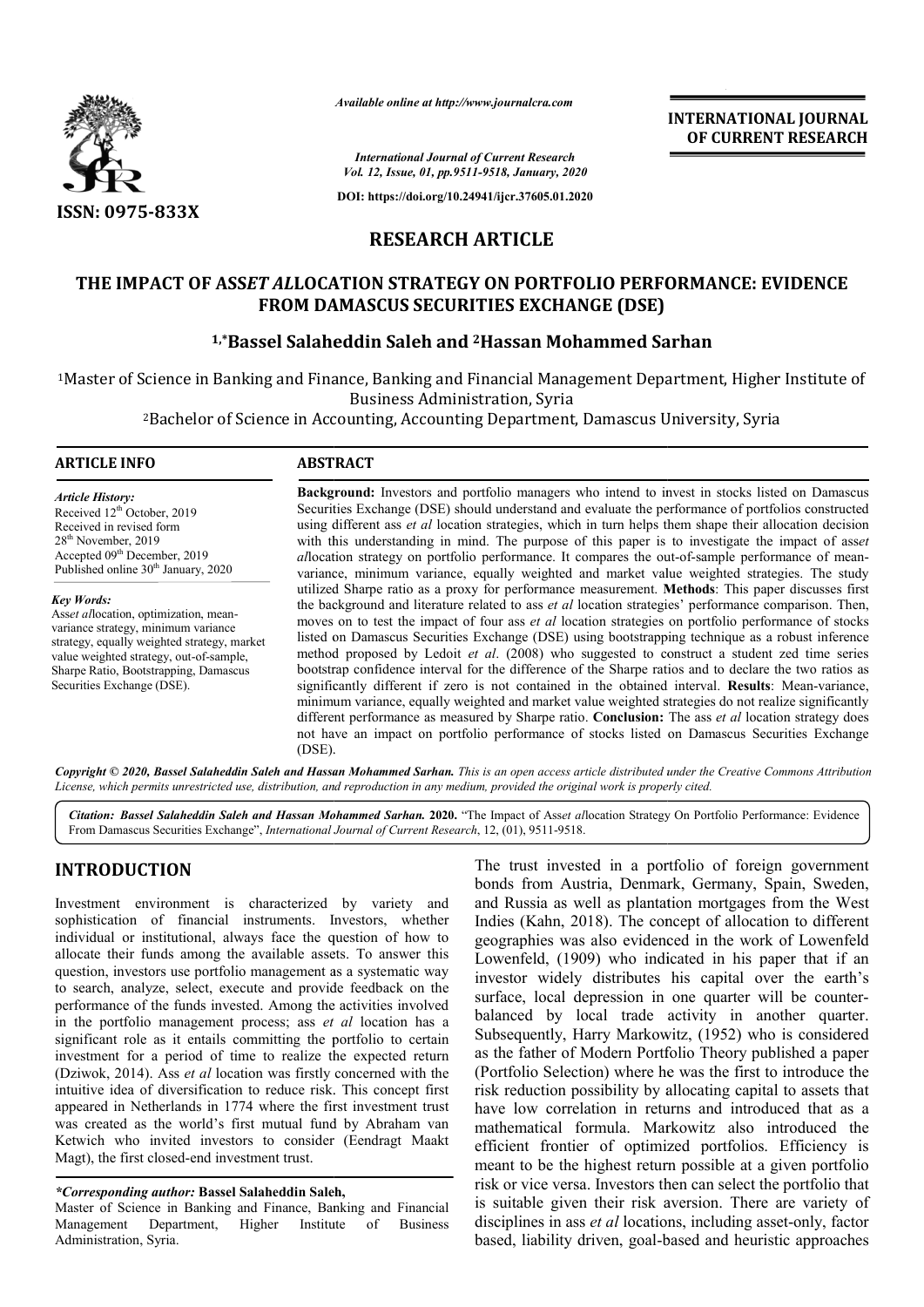Available online at http://www.journalcra.com

International Journal of Current Research
Vol. 12, Issue, 01, pp.9511-9518, January, 2020

DOI: https://doi.org/10.24941/ijcr.37605.01.2020

ISSN: 0975-833X

INTERNATIONAL JOURNAL OF CURRENT RESEARCH

# RESEARCH ARTICLE

# THE IMPACT OF ASS*ET AL*LOCATION STRATEGY ON PORTFOLIO PERFORMANCE: EVIDENCE FROM DAMASCUS SECURITIES EXCHANGE (DSE)

### [1,*]Bassel Salaheddin Saleh and [2]Hassan Mohammed Sarhan

[1]Master of Science in Banking and Finance, Banking and Financial Management Department, Higher Institute of Business Administration, Syria

[2]Bachelor of Science in Accounting, Accounting Department, Damascus University, Syria

## ARTICLE INFO

*Article History:*
Received 12th October, 2019
Received in revised form
28th November, 2019
Accepted 09th December, 2019
Published online 30th January, 2020

*Key Words:*
Ass*et al*location, optimization, mean-variance strategy, minimum variance strategy, equally weighted strategy, market value weighted strategy, out-of-sample, Sharpe Ratio, Bootstrapping, Damascus Securities Exchange (DSE).

## ABSTRACT

**Background:** Investors and portfolio managers who intend to invest in stocks listed on Damascus Securities Exchange (DSE) should understand and evaluate the performance of portfolios constructed using different ass *et al* location strategies, which in turn helps them shape their allocation decision with this understanding in mind. The purpose of this paper is to investigate the impact of ass*et al*location strategy on portfolio performance. It compares the out-of-sample performance of mean-variance, minimum variance, equally weighted and market value weighted strategies. The study utilized Sharpe ratio as a proxy for performance measurement. **Methods**: This paper discusses first the background and literature related to ass *et al* location strategies' performance comparison. Then, moves on to test the impact of four ass *et al* location strategies on portfolio performance of stocks listed on Damascus Securities Exchange (DSE) using bootstrapping technique as a robust inference method proposed by Ledoit *et al*. (2008) who suggested to construct a student zed time series bootstrap confidence interval for the difference of the Sharpe ratios and to declare the two ratios as significantly different if zero is not contained in the obtained interval. **Results**: Mean-variance, minimum variance, equally weighted and market value weighted strategies do not realize significantly different performance as measured by Sharpe ratio. **Conclusion:** The ass *et al* location strategy does not have an impact on portfolio performance of stocks listed on Damascus Securities Exchange (DSE).

***Copyright © 2020, Bassel Salaheddin Saleh and Hassan Mohammed Sarhan.*** *This is an open access article distributed under the Creative Commons Attribution License, which permits unrestricted use, distribution, and reproduction in any medium, provided the original work is properly cited.*

***Citation: Bassel Salaheddin Saleh and Hassan Mohammed Sarhan.*** **2020.** "The Impact of Ass*et al*location Strategy On Portfolio Performance: Evidence From Damascus Securities Exchange", *International Journal of Current Research*, 12, (01), 9511-9518.

## INTRODUCTION

Investment environment is characterized by variety and sophistication of financial instruments. Investors, whether individual or institutional, always face the question of how to allocate their funds among the available assets. To answer this question, investors use portfolio management as a systematic way to search, analyze, select, execute and provide feedback on the performance of the funds invested. Among the activities involved in the portfolio management process; ass *et al* location has a significant role as it entails committing the portfolio to certain investment for a period of time to realize the expected return (Dziwok, 2014). Ass *et al* location was firstly concerned with the intuitive idea of diversification to reduce risk. This concept first appeared in Netherlands in 1774 where the first investment trust was created as the world's first mutual fund by Abraham van Ketwich who invited investors to consider (Eendragt Maakt Magt), the first closed-end investment trust.

The trust invested in a portfolio of foreign government bonds from Austria, Denmark, Germany, Spain, Sweden, and Russia as well as plantation mortgages from the West Indies (Kahn, 2018). The concept of allocation to different geographies was also evidenced in the work of Lowenfeld Lowenfeld, (1909) who indicated in his paper that if an investor widely distributes his capital over the earth's surface, local depression in one quarter will be counter-balanced by local trade activity in another quarter. Subsequently, Harry Markowitz, (1952) who is considered as the father of Modern Portfolio Theory published a paper (Portfolio Selection) where he was the first to introduce the risk reduction possibility by allocating capital to assets that have low correlation in returns and introduced that as a mathematical formula. Markowitz also introduced the efficient frontier of optimized portfolios. Efficiency is meant to be the highest return possible at a given portfolio risk or vice versa. Investors then can select the portfolio that is suitable given their risk aversion. There are variety of disciplines in ass *et al* locations, including asset-only, factor based, liability driven, goal-based and heuristic approaches

***\*Corresponding author:*** **Bassel Salaheddin Saleh,**
Master of Science in Banking and Finance, Banking and Financial Management Department, Higher Institute of Business Administration, Syria.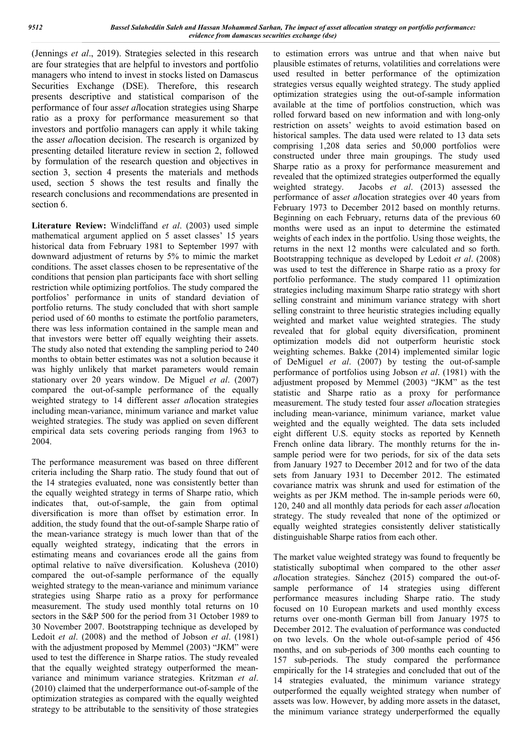(Jennings *et al*., 2019). Strategies selected in this research are four strategies that are helpful to investors and portfolio managers who intend to invest in stocks listed on Damascus Securities Exchange (DSE). Therefore, this research presents descriptive and statistical comparison of the performance of four ass*et al*location strategies using Sharpe ratio as a proxy for performance measurement so that investors and portfolio managers can apply it while taking the ass*et al*location decision. The research is organized by presenting detailed literature review in section 2, followed by formulation of the research question and objectives in section 3, section 4 presents the materials and methods used, section 5 shows the test results and finally the research conclusions and recommendations are presented in section 6.

**Literature Review:** Windcliffand *et al*. (2003) used simple mathematical argument applied on 5 asset classes' 15 years historical data from February 1981 to September 1997 with downward adjustment of returns by 5% to mimic the market conditions. The asset classes chosen to be representative of the conditions that pension plan participants face with short selling restriction while optimizing portfolios. The study compared the portfolios' performance in units of standard deviation of portfolio returns. The study concluded that with short sample period used of 60 months to estimate the portfolio parameters, there was less information contained in the sample mean and that investors were better off equally weighting their assets. The study also noted that extending the sampling period to 240 months to obtain better estimates was not a solution because it was highly unlikely that market parameters would remain stationary over 20 years window. De Miguel *et al*. (2007) compared the out-of-sample performance of the equally weighted strategy to 14 different ass*et al*location strategies including mean-variance, minimum variance and market value weighted strategies. The study was applied on seven different empirical data sets covering periods ranging from 1963 to 2004.

The performance measurement was based on three different criteria including the Sharp ratio. The study found that out of the 14 strategies evaluated, none was consistently better than the equally weighted strategy in terms of Sharpe ratio, which indicates that, out-of-sample, the gain from optimal diversification is more than offset by estimation error. In addition, the study found that the out-of-sample Sharpe ratio of the mean-variance strategy is much lower than that of the equally weighted strategy, indicating that the errors in estimating means and covariances erode all the gains from optimal relative to naïve diversification. Kolusheva (2010) compared the out-of-sample performance of the equally weighted strategy to the mean-variance and minimum variance strategies using Sharpe ratio as a proxy for performance measurement. The study used monthly total returns on 10 sectors in the S&P 500 for the period from 31 October 1989 to 30 November 2007. Bootstrapping technique as developed by Ledoit *et al*. (2008) and the method of Jobson *et al*. (1981) with the adjustment proposed by Memmel (2003) "JKM" were used to test the difference in Sharpe ratios. The study revealed that the equally weighted strategy outperformed the mean-variance and minimum variance strategies. Kritzman *et al*. (2010) claimed that the underperformance out-of-sample of the optimization strategies as compared with the equally weighted strategy to be attributable to the sensitivity of those strategies to estimation errors was untrue and that when naive but plausible estimates of returns, volatilities and correlations were used resulted in better performance of the optimization strategies versus equally weighted strategy. The study applied optimization strategies using the out-of-sample information available at the time of portfolios construction, which was rolled forward based on new information and with long-only restriction on assets' weights to avoid estimation based on historical samples. The data used were related to 13 data sets comprising 1,208 data series and 50,000 portfolios were constructed under three main groupings. The study used Sharpe ratio as a proxy for performance measurement and revealed that the optimized strategies outperformed the equally weighted strategy. Jacobs *et al*. (2013) assessed the performance of ass*et al*location strategies over 40 years from February 1973 to December 2012 based on monthly returns. Beginning on each February, returns data of the previous 60 months were used as an input to determine the estimated weights of each index in the portfolio. Using those weights, the returns in the next 12 months were calculated and so forth. Bootstrapping technique as developed by Ledoit *et al*. (2008) was used to test the difference in Sharpe ratio as a proxy for portfolio performance. The study compared 11 optimization strategies including maximum Sharpe ratio strategy with short selling constraint and minimum variance strategy with short selling constraint to three heuristic strategies including equally weighted and market value weighted strategies. The study revealed that for global equity diversification, prominent optimization models did not outperform heuristic stock weighting schemes. Bakke (2014) implemented similar logic of DeMiguel *et al*. (2007) by testing the out-of-sample performance of portfolios using Jobson *et al*. (1981) with the adjustment proposed by Memmel (2003) "JKM" as the test statistic and Sharpe ratio as a proxy for performance measurement. The study tested four ass*et al*location strategies including mean-variance, minimum variance, market value weighted and the equally weighted. The data sets included eight different U.S. equity stocks as reported by Kenneth French online data library. The monthly returns for the in-sample period were for two periods, for six of the data sets from January 1927 to December 2012 and for two of the data sets from January 1931 to December 2012. The estimated covariance matrix was shrunk and used for estimation of the weights as per JKM method. The in-sample periods were 60, 120, 240 and all monthly data periods for each ass*et al*location strategy. The study revealed that none of the optimized or equally weighted strategies consistently deliver statistically distinguishable Sharpe ratios from each other.

The market value weighted strategy was found to frequently be statistically suboptimal when compared to the other ass*et al*location strategies. Sánchez (2015) compared the out-of-sample performance of 14 strategies using different performance measures including Sharpe ratio. The study focused on 10 European markets and used monthly excess returns over one-month German bill from January 1975 to December 2012. The evaluation of performance was conducted on two levels. On the whole out-of-sample period of 456 months, and on sub-periods of 300 months each counting to 157 sub-periods. The study compared the performance empirically for the 14 strategies and concluded that out of the 14 strategies evaluated, the minimum variance strategy outperformed the equally weighted strategy when number of assets was low. However, by adding more assets in the dataset, the minimum variance strategy underperformed the equally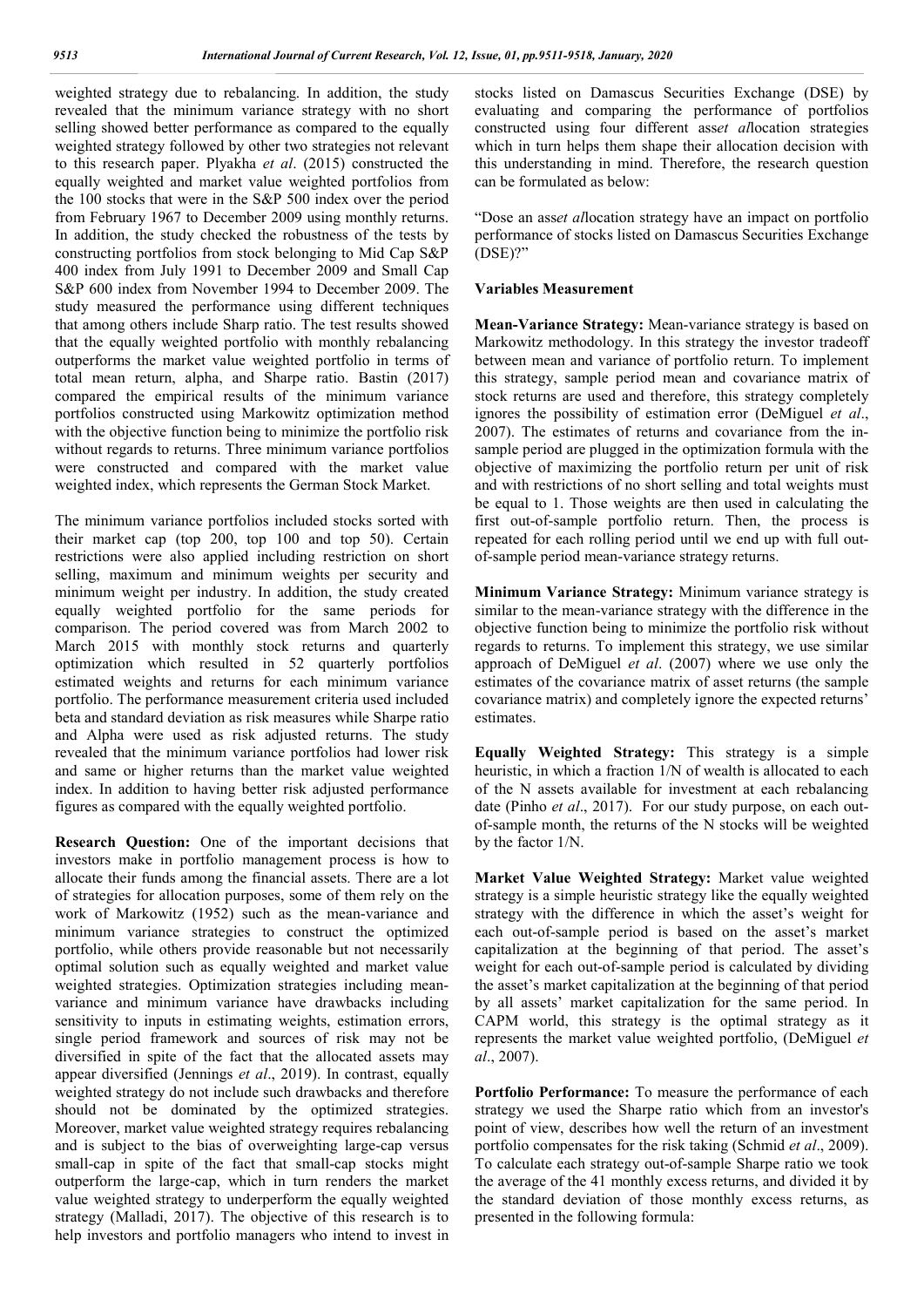weighted strategy due to rebalancing. In addition, the study revealed that the minimum variance strategy with no short selling showed better performance as compared to the equally weighted strategy followed by other two strategies not relevant to this research paper. Plyakha *et al*. (2015) constructed the equally weighted and market value weighted portfolios from the 100 stocks that were in the S&P 500 index over the period from February 1967 to December 2009 using monthly returns. In addition, the study checked the robustness of the tests by constructing portfolios from stock belonging to Mid Cap S&P 400 index from July 1991 to December 2009 and Small Cap S&P 600 index from November 1994 to December 2009. The study measured the performance using different techniques that among others include Sharp ratio. The test results showed that the equally weighted portfolio with monthly rebalancing outperforms the market value weighted portfolio in terms of total mean return, alpha, and Sharpe ratio. Bastin (2017) compared the empirical results of the minimum variance portfolios constructed using Markowitz optimization method with the objective function being to minimize the portfolio risk without regards to returns. Three minimum variance portfolios were constructed and compared with the market value weighted index, which represents the German Stock Market.

The minimum variance portfolios included stocks sorted with their market cap (top 200, top 100 and top 50). Certain restrictions were also applied including restriction on short selling, maximum and minimum weights per security and minimum weight per industry. In addition, the study created equally weighted portfolio for the same periods for comparison. The period covered was from March 2002 to March 2015 with monthly stock returns and quarterly optimization which resulted in 52 quarterly portfolios estimated weights and returns for each minimum variance portfolio. The performance measurement criteria used included beta and standard deviation as risk measures while Sharpe ratio and Alpha were used as risk adjusted returns. The study revealed that the minimum variance portfolios had lower risk and same or higher returns than the market value weighted index. In addition to having better risk adjusted performance figures as compared with the equally weighted portfolio.

**Research Question:** One of the important decisions that investors make in portfolio management process is how to allocate their funds among the financial assets. There are a lot of strategies for allocation purposes, some of them rely on the work of Markowitz (1952) such as the mean-variance and minimum variance strategies to construct the optimized portfolio, while others provide reasonable but not necessarily optimal solution such as equally weighted and market value weighted strategies. Optimization strategies including mean-variance and minimum variance have drawbacks including sensitivity to inputs in estimating weights, estimation errors, single period framework and sources of risk may not be diversified in spite of the fact that the allocated assets may appear diversified (Jennings *et al*., 2019). In contrast, equally weighted strategy do not include such drawbacks and therefore should not be dominated by the optimized strategies. Moreover, market value weighted strategy requires rebalancing and is subject to the bias of overweighting large-cap versus small-cap in spite of the fact that small-cap stocks might outperform the large-cap, which in turn renders the market value weighted strategy to underperform the equally weighted strategy (Malladi, 2017). The objective of this research is to help investors and portfolio managers who intend to invest in stocks listed on Damascus Securities Exchange (DSE) by evaluating and comparing the performance of portfolios constructed using four different ass*et al*location strategies which in turn helps them shape their allocation decision with this understanding in mind. Therefore, the research question can be formulated as below:

"Dose an ass*et al*location strategy have an impact on portfolio performance of stocks listed on Damascus Securities Exchange (DSE)?"

## Variables Measurement

**Mean-Variance Strategy:** Mean-variance strategy is based on Markowitz methodology. In this strategy the investor tradeoff between mean and variance of portfolio return. To implement this strategy, sample period mean and covariance matrix of stock returns are used and therefore, this strategy completely ignores the possibility of estimation error (DeMiguel *et al*., 2007). The estimates of returns and covariance from the in-sample period are plugged in the optimization formula with the objective of maximizing the portfolio return per unit of risk and with restrictions of no short selling and total weights must be equal to 1. Those weights are then used in calculating the first out-of-sample portfolio return. Then, the process is repeated for each rolling period until we end up with full out-of-sample period mean-variance strategy returns.

**Minimum Variance Strategy:** Minimum variance strategy is similar to the mean-variance strategy with the difference in the objective function being to minimize the portfolio risk without regards to returns. To implement this strategy, we use similar approach of DeMiguel *et al*. (2007) where we use only the estimates of the covariance matrix of asset returns (the sample covariance matrix) and completely ignore the expected returns' estimates.

**Equally Weighted Strategy:** This strategy is a simple heuristic, in which a fraction 1/N of wealth is allocated to each of the N assets available for investment at each rebalancing date (Pinho *et al*., 2017). For our study purpose, on each out-of-sample month, the returns of the N stocks will be weighted by the factor 1/N.

**Market Value Weighted Strategy:** Market value weighted strategy is a simple heuristic strategy like the equally weighted strategy with the difference in which the asset's weight for each out-of-sample period is based on the asset's market capitalization at the beginning of that period. The asset's weight for each out-of-sample period is calculated by dividing the asset's market capitalization at the beginning of that period by all assets' market capitalization for the same period. In CAPM world, this strategy is the optimal strategy as it represents the market value weighted portfolio, (DeMiguel *et al*., 2007).

**Portfolio Performance:** To measure the performance of each strategy we used the Sharpe ratio which from an investor's point of view, describes how well the return of an investment portfolio compensates for the risk taking (Schmid *et al*., 2009). To calculate each strategy out-of-sample Sharpe ratio we took the average of the 41 monthly excess returns, and divided it by the standard deviation of those monthly excess returns, as presented in the following formula: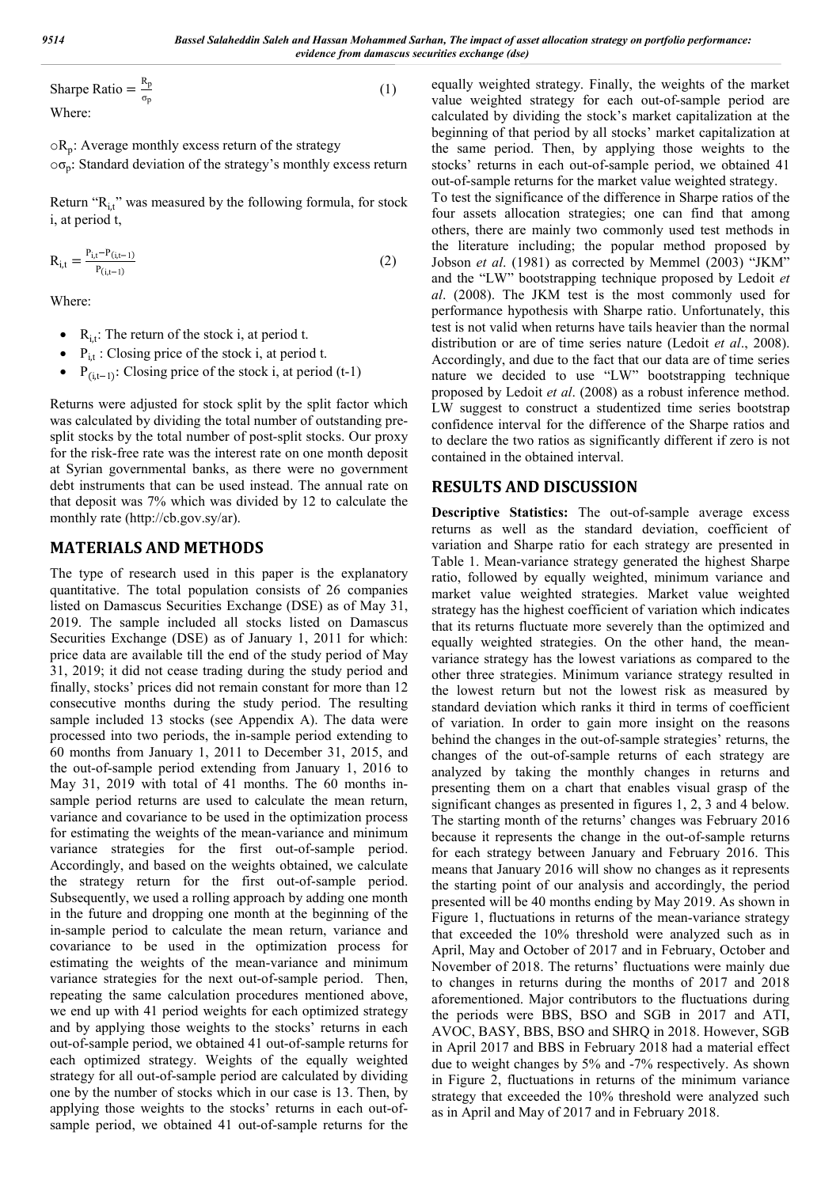$$\text{Sharpe Ratio} = \frac{R_p}{\sigma_p} \quad (1)$$

Where:

○$R_p$: Average monthly excess return of the strategy
○$\sigma_p$: Standard deviation of the strategy's monthly excess return

Return "$R_{i,t}$" was measured by the following formula, for stock i, at period t,

$$R_{i,t} = \frac{P_{i,t} - P_{(i,t-1)}}{P_{(i,t-1)}} \quad (2)$$

Where:

- $R_{i,t}$: The return of the stock i, at period t.
- $P_{i,t}$ : Closing price of the stock i, at period t.
- $P_{(i,t-1)}$: Closing price of the stock i, at period (t-1)

Returns were adjusted for stock split by the split factor which was calculated by dividing the total number of outstanding pre-split stocks by the total number of post-split stocks. Our proxy for the risk-free rate was the interest rate on one month deposit at Syrian governmental banks, as there were no government debt instruments that can be used instead. The annual rate on that deposit was 7% which was divided by 12 to calculate the monthly rate (http://cb.gov.sy/ar).

## MATERIALS AND METHODS

The type of research used in this paper is the explanatory quantitative. The total population consists of 26 companies listed on Damascus Securities Exchange (DSE) as of May 31, 2019. The sample included all stocks listed on Damascus Securities Exchange (DSE) as of January 1, 2011 for which: price data are available till the end of the study period of May 31, 2019; it did not cease trading during the study period and finally, stocks' prices did not remain constant for more than 12 consecutive months during the study period. The resulting sample included 13 stocks (see Appendix A). The data were processed into two periods, the in-sample period extending to 60 months from January 1, 2011 to December 31, 2015, and the out-of-sample period extending from January 1, 2016 to May 31, 2019 with total of 41 months. The 60 months in-sample period returns are used to calculate the mean return, variance and covariance to be used in the optimization process for estimating the weights of the mean-variance and minimum variance strategies for the first out-of-sample period. Accordingly, and based on the weights obtained, we calculate the strategy return for the first out-of-sample period. Subsequently, we used a rolling approach by adding one month in the future and dropping one month at the beginning of the in-sample period to calculate the mean return, variance and covariance to be used in the optimization process for estimating the weights of the mean-variance and minimum variance strategies for the next out-of-sample period. Then, repeating the same calculation procedures mentioned above, we end up with 41 period weights for each optimized strategy and by applying those weights to the stocks' returns in each out-of-sample period, we obtained 41 out-of-sample returns for each optimized strategy. Weights of the equally weighted strategy for all out-of-sample period are calculated by dividing one by the number of stocks which in our case is 13. Then, by applying those weights to the stocks' returns in each out-of-sample period, we obtained 41 out-of-sample returns for the equally weighted strategy. Finally, the weights of the market value weighted strategy for each out-of-sample period are calculated by dividing the stock's market capitalization at the beginning of that period by all stocks' market capitalization at the same period. Then, by applying those weights to the stocks' returns in each out-of-sample period, we obtained 41 out-of-sample returns for the market value weighted strategy.

To test the significance of the difference in Sharpe ratios of the four assets allocation strategies; one can find that among others, there are mainly two commonly used test methods in the literature including; the popular method proposed by Jobson *et al*. (1981) as corrected by Memmel (2003) "JKM" and the "LW" bootstrapping technique proposed by Ledoit *et al*. (2008). The JKM test is the most commonly used for performance hypothesis with Sharpe ratio. Unfortunately, this test is not valid when returns have tails heavier than the normal distribution or are of time series nature (Ledoit *et al*., 2008). Accordingly, and due to the fact that our data are of time series nature we decided to use "LW" bootstrapping technique proposed by Ledoit *et al*. (2008) as a robust inference method. LW suggest to construct a studentized time series bootstrap confidence interval for the difference of the Sharpe ratios and to declare the two ratios as significantly different if zero is not contained in the obtained interval.

## RESULTS AND DISCUSSION

**Descriptive Statistics:** The out-of-sample average excess returns as well as the standard deviation, coefficient of variation and Sharpe ratio for each strategy are presented in Table 1. Mean-variance strategy generated the highest Sharpe ratio, followed by equally weighted, minimum variance and market value weighted strategies. Market value weighted strategy has the highest coefficient of variation which indicates that its returns fluctuate more severely than the optimized and equally weighted strategies. On the other hand, the mean-variance strategy has the lowest variations as compared to the other three strategies. Minimum variance strategy resulted in the lowest return but not the lowest risk as measured by standard deviation which ranks it third in terms of coefficient of variation. In order to gain more insight on the reasons behind the changes in the out-of-sample strategies' returns, the changes of the out-of-sample returns of each strategy are analyzed by taking the monthly changes in returns and presenting them on a chart that enables visual grasp of the significant changes as presented in figures 1, 2, 3 and 4 below. The starting month of the returns' changes was February 2016 because it represents the change in the out-of-sample returns for each strategy between January and February 2016. This means that January 2016 will show no changes as it represents the starting point of our analysis and accordingly, the period presented will be 40 months ending by May 2019. As shown in Figure 1, fluctuations in returns of the mean-variance strategy that exceeded the 10% threshold were analyzed such as in April, May and October of 2017 and in February, October and November of 2018. The returns' fluctuations were mainly due to changes in returns during the months of 2017 and 2018 aforementioned. Major contributors to the fluctuations during the periods were BBS, BSO and SGB in 2017 and ATI, AVOC, BASY, BBS, BSO and SHRQ in 2018. However, SGB in April 2017 and BBS in February 2018 had a material effect due to weight changes by 5% and -7% respectively. As shown in Figure 2, fluctuations in returns of the minimum variance strategy that exceeded the 10% threshold were analyzed such as in April and May of 2017 and in February 2018.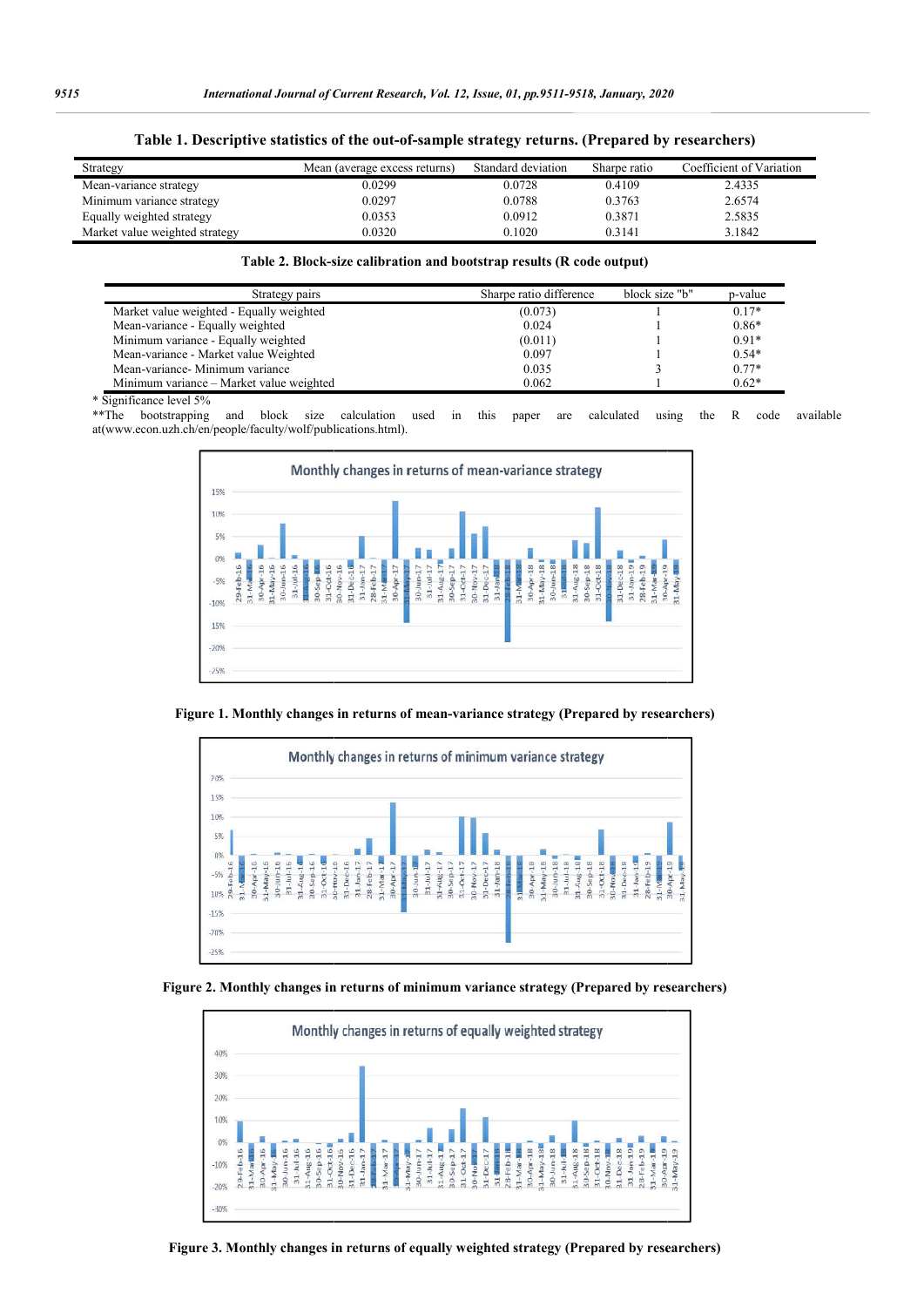**Table 1. Descriptive statistics of the out-of-sample strategy returns. (Prepared by researchers)**

| Strategy | Mean (average excess returns) | Standard deviation | Sharpe ratio | Coefficient of Variation |
|---|---|---|---|---|
| Mean-variance strategy | 0.0299 | 0.0728 | 0.4109 | 2.4335 |
| Minimum variance strategy | 0.0297 | 0.0788 | 0.3763 | 2.6574 |
| Equally weighted strategy | 0.0353 | 0.0912 | 0.3871 | 2.5835 |
| Market value weighted strategy | 0.0320 | 0.1020 | 0.3141 | 3.1842 |

**Table 2. Block-size calibration and bootstrap results (R code output)**

| Strategy pairs | Sharpe ratio difference | block size "b" | p-value |
|---|---|---|---|
| Market value weighted - Equally weighted | (0.073) | 1 | 0.17* |
| Mean-variance - Equally weighted | 0.024 | 1 | 0.86* |
| Minimum variance - Equally weighted | (0.011) | 1 | 0.91* |
| Mean-variance - Market value Weighted | 0.097 | 1 | 0.54* |
| Mean-variance- Minimum variance | 0.035 | 3 | 0.77* |
| Minimum variance – Market value weighted | 0.062 | 1 | 0.62* |

* Significance level 5%

**The bootstrapping and block size calculation used in this paper are calculated using the R code available at(www.econ.uzh.ch/en/people/faculty/wolf/publications.html).

**Figure 1. Monthly changes in returns of mean-variance strategy (Prepared by researchers)**

**Figure 2. Monthly changes in returns of minimum variance strategy (Prepared by researchers)**

**Figure 3. Monthly changes in returns of equally weighted strategy (Prepared by researchers)**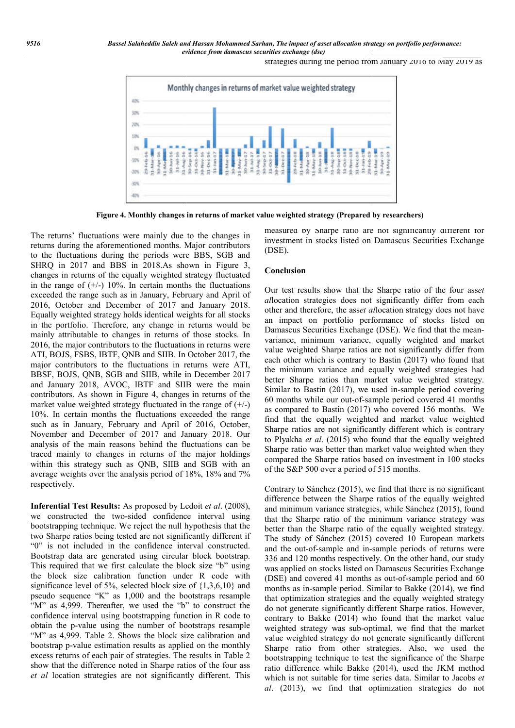strategies during the period from January 2016 to May 2019 as

**Figure 4. Monthly changes in returns of market value weighted strategy (Prepared by researchers)**

The returns' fluctuations were mainly due to the changes in returns during the aforementioned months. Major contributors to the fluctuations during the periods were BBS, SGB and SHRQ in 2017 and BBS in 2018.As shown in Figure 3, changes in returns of the equally weighted strategy fluctuated in the range of (+/-) 10%. In certain months the fluctuations exceeded the range such as in January, February and April of 2016, October and December of 2017 and January 2018. Equally weighted strategy holds identical weights for all stocks in the portfolio. Therefore, any change in returns would be mainly attributable to changes in returns of those stocks. In 2016, the major contributors to the fluctuations in returns were ATI, BOJS, FSBS, IBTF, QNB and SIIB. In October 2017, the major contributors to the fluctuations in returns were ATI, BBSF, BOJS, QNB, SGB and SIIB, while in December 2017 and January 2018, AVOC, IBTF and SIIB were the main contributors. As shown in Figure 4, changes in returns of the market value weighted strategy fluctuated in the range of (+/-) 10%. In certain months the fluctuations exceeded the range such as in January, February and April of 2016, October, November and December of 2017 and January 2018. Our analysis of the main reasons behind the fluctuations can be traced mainly to changes in returns of the major holdings within this strategy such as QNB, SIIB and SGB with an average weights over the analysis period of 18%, 18% and 7% respectively.

**Inferential Test Results:** As proposed by Ledoit *et al*. (2008), we constructed the two-sided confidence interval using bootstrapping technique. We reject the null hypothesis that the two Sharpe ratios being tested are not significantly different if "0" is not included in the confidence interval constructed. Bootstrap data are generated using circular block bootstrap. This required that we first calculate the block size "b" using the block size calibration function under R code with significance level of 5%, selected block size of {1,3,6,10} and pseudo sequence "K" as 1,000 and the bootstraps resample "M" as 4,999. Thereafter, we used the "b" to construct the confidence interval using bootstrapping function in R code to obtain the p-value using the number of bootstraps resample "M" as 4,999. Table 2. Shows the block size calibration and bootstrap p-value estimation results as applied on the monthly excess returns of each pair of strategies. The results in Table 2 show that the difference noted in Sharpe ratios of the four ass*et al* location strategies are not significantly different. This measured by Sharpe ratio are not significantly different for investment in stocks listed on Damascus Securities Exchange (DSE).

## Conclusion

Our test results show that the Sharpe ratio of the four ass*et al*location strategies does not significantly differ from each other and therefore, the ass*et al*location strategy does not have an impact on portfolio performance of stocks listed on Damascus Securities Exchange (DSE). We find that the mean-variance, minimum variance, equally weighted and market value weighted Sharpe ratios are not significantly differ from each other which is contrary to Bastin (2017) who found that the minimum variance and equally weighted strategies had better Sharpe ratios than market value weighted strategy. Similar to Bastin (2017), we used in-sample period covering 60 months while our out-of-sample period covered 41 months as compared to Bastin (2017) who covered 156 months. We find that the equally weighted and market value weighted Sharpe ratios are not significantly different which is contrary to Plyakha *et al*. (2015) who found that the equally weighted Sharpe ratio was better than market value weighted when they compared the Sharpe ratios based on investment in 100 stocks of the S&P 500 over a period of 515 months.

Contrary to Sánchez (2015), we find that there is no significant difference between the Sharpe ratios of the equally weighted and minimum variance strategies, while Sánchez (2015), found that the Sharpe ratio of the minimum variance strategy was better than the Sharpe ratio of the equally weighted strategy. The study of Sánchez (2015) covered 10 European markets and the out-of-sample and in-sample periods of returns were 336 and 120 months respectively. On the other hand, our study was applied on stocks listed on Damascus Securities Exchange (DSE) and covered 41 months as out-of-sample period and 60 months as in-sample period. Similar to Bakke (2014), we find that optimization strategies and the equally weighted strategy do not generate significantly different Sharpe ratios. However, contrary to Bakke (2014) who found that the market value weighted strategy was sub-optimal, we find that the market value weighted strategy do not generate significantly different Sharpe ratio from other strategies. Also, we used the bootstrapping technique to test the significance of the Sharpe ratio difference while Bakke (2014), used the JKM method which is not suitable for time series data. Similar to Jacobs *et al*. (2013), we find that optimization strategies do not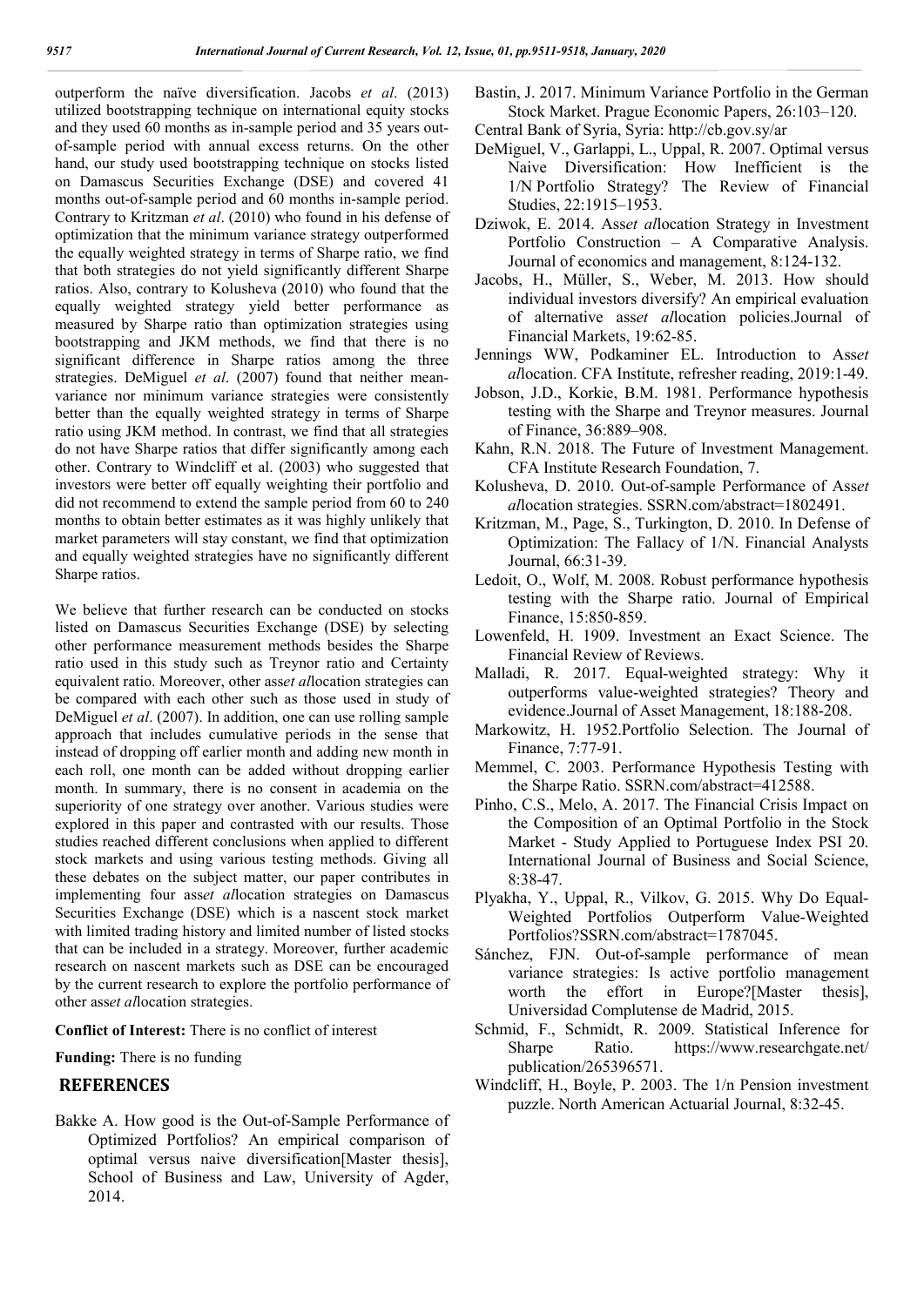outperform the naïve diversification. Jacobs *et al*. (2013) utilized bootstrapping technique on international equity stocks and they used 60 months as in-sample period and 35 years out-of-sample period with annual excess returns. On the other hand, our study used bootstrapping technique on stocks listed on Damascus Securities Exchange (DSE) and covered 41 months out-of-sample period and 60 months in-sample period. Contrary to Kritzman *et al*. (2010) who found in his defense of optimization that the minimum variance strategy outperformed the equally weighted strategy in terms of Sharpe ratio, we find that both strategies do not yield significantly different Sharpe ratios. Also, contrary to Kolusheva (2010) who found that the equally weighted strategy yield better performance as measured by Sharpe ratio than optimization strategies using bootstrapping and JKM methods, we find that there is no significant difference in Sharpe ratios among the three strategies. DeMiguel *et al*. (2007) found that neither mean-variance nor minimum variance strategies were consistently better than the equally weighted strategy in terms of Sharpe ratio using JKM method. In contrast, we find that all strategies do not have Sharpe ratios that differ significantly among each other. Contrary to Windcliff et al. (2003) who suggested that investors were better off equally weighting their portfolio and did not recommend to extend the sample period from 60 to 240 months to obtain better estimates as it was highly unlikely that market parameters will stay constant, we find that optimization and equally weighted strategies have no significantly different Sharpe ratios.

We believe that further research can be conducted on stocks listed on Damascus Securities Exchange (DSE) by selecting other performance measurement methods besides the Sharpe ratio used in this study such as Treynor ratio and Certainty equivalent ratio. Moreover, other ass*et al*location strategies can be compared with each other such as those used in study of DeMiguel *et al*. (2007). In addition, one can use rolling sample approach that includes cumulative periods in the sense that instead of dropping off earlier month and adding new month in each roll, one month can be added without dropping earlier month. In summary, there is no consent in academia on the superiority of one strategy over another. Various studies were explored in this paper and contrasted with our results. Those studies reached different conclusions when applied to different stock markets and using various testing methods. Giving all these debates on the subject matter, our paper contributes in implementing four ass*et al*location strategies on Damascus Securities Exchange (DSE) which is a nascent stock market with limited trading history and limited number of listed stocks that can be included in a strategy. Moreover, further academic research on nascent markets such as DSE can be encouraged by the current research to explore the portfolio performance of other ass*et al*location strategies.

**Conflict of Interest:** There is no conflict of interest

**Funding:** There is no funding

## REFERENCES

Bakke A. How good is the Out-of-Sample Performance of Optimized Portfolios? An empirical comparison of optimal versus naive diversification[Master thesis], School of Business and Law, University of Agder, 2014.

Bastin, J. 2017. Minimum Variance Portfolio in the German Stock Market. Prague Economic Papers, 26:103–120.

Central Bank of Syria, Syria: http://cb.gov.sy/ar

DeMiguel, V., Garlappi, L., Uppal, R. 2007. Optimal versus Naive Diversification: How Inefficient is the 1/N Portfolio Strategy? The Review of Financial Studies, 22:1915–1953.

Dziwok, E. 2014. Ass*et al*location Strategy in Investment Portfolio Construction – A Comparative Analysis. Journal of economics and management, 8:124-132.

Jacobs, H., Müller, S., Weber, M. 2013. How should individual investors diversify? An empirical evaluation of alternative ass*et al*location policies.Journal of Financial Markets, 19:62-85.

Jennings WW, Podkaminer EL. Introduction to Ass*et al*location. CFA Institute, refresher reading, 2019:1-49.

Jobson, J.D., Korkie, B.M. 1981. Performance hypothesis testing with the Sharpe and Treynor measures. Journal of Finance, 36:889–908.

Kahn, R.N. 2018. The Future of Investment Management. CFA Institute Research Foundation, 7.

Kolusheva, D. 2010. Out-of-sample Performance of Ass*et al*location strategies. SSRN.com/abstract=1802491.

Kritzman, M., Page, S., Turkington, D. 2010. In Defense of Optimization: The Fallacy of 1/N. Financial Analysts Journal, 66:31-39.

Ledoit, O., Wolf, M. 2008. Robust performance hypothesis testing with the Sharpe ratio. Journal of Empirical Finance, 15:850-859.

Lowenfeld, H. 1909. Investment an Exact Science. The Financial Review of Reviews.

Malladi, R. 2017. Equal-weighted strategy: Why it outperforms value-weighted strategies? Theory and evidence.Journal of Asset Management, 18:188-208.

Markowitz, H. 1952.Portfolio Selection. The Journal of Finance, 7:77-91.

Memmel, C. 2003. Performance Hypothesis Testing with the Sharpe Ratio. SSRN.com/abstract=412588.

Pinho, C.S., Melo, A. 2017. The Financial Crisis Impact on the Composition of an Optimal Portfolio in the Stock Market - Study Applied to Portuguese Index PSI 20. International Journal of Business and Social Science, 8:38-47.

Plyakha, Y., Uppal, R., Vilkov, G. 2015. Why Do Equal-Weighted Portfolios Outperform Value-Weighted Portfolios?SSRN.com/abstract=1787045.

Sánchez, FJN. Out-of-sample performance of mean variance strategies: Is active portfolio management worth the effort in Europe?[Master thesis], Universidad Complutense de Madrid, 2015.

Schmid, F., Schmidt, R. 2009. Statistical Inference for Sharpe Ratio. https://www.researchgate.net/publication/265396571.

Windcliff, H., Boyle, P. 2003. The 1/n Pension investment puzzle. North American Actuarial Journal, 8:32-45.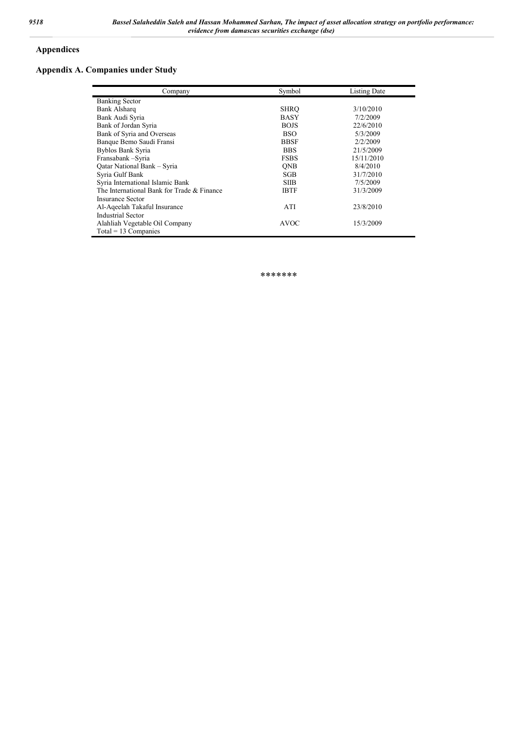# Appendices

## Appendix A. Companies under Study

| Company | Symbol | Listing Date |
|---|---|---|
| Banking Sector | | |
| Bank Alsharq | SHRQ | 3/10/2010 |
| Bank Audi Syria | BASY | 7/2/2009 |
| Bank of Jordan Syria | BOJS | 22/6/2010 |
| Bank of Syria and Overseas | BSO | 5/3/2009 |
| Banque Bemo Saudi Fransi | BBSF | 2/2/2009 |
| Byblos Bank Syria | BBS | 21/5/2009 |
| Fransabank –Syria | FSBS | 15/11/2010 |
| Qatar National Bank – Syria | QNB | 8/4/2010 |
| Syria Gulf Bank | SGB | 31/7/2010 |
| Syria International Islamic Bank | SIIB | 7/5/2009 |
| The International Bank for Trade & Finance | IBTF | 31/3/2009 |
| Insurance Sector | | |
| Al-Aqeelah Takaful Insurance | ATI | 23/8/2010 |
| Industrial Sector | | |
| Alahliah Vegetable Oil Company | AVOC | 15/3/2009 |
| Total = 13 Companies | | |

*******